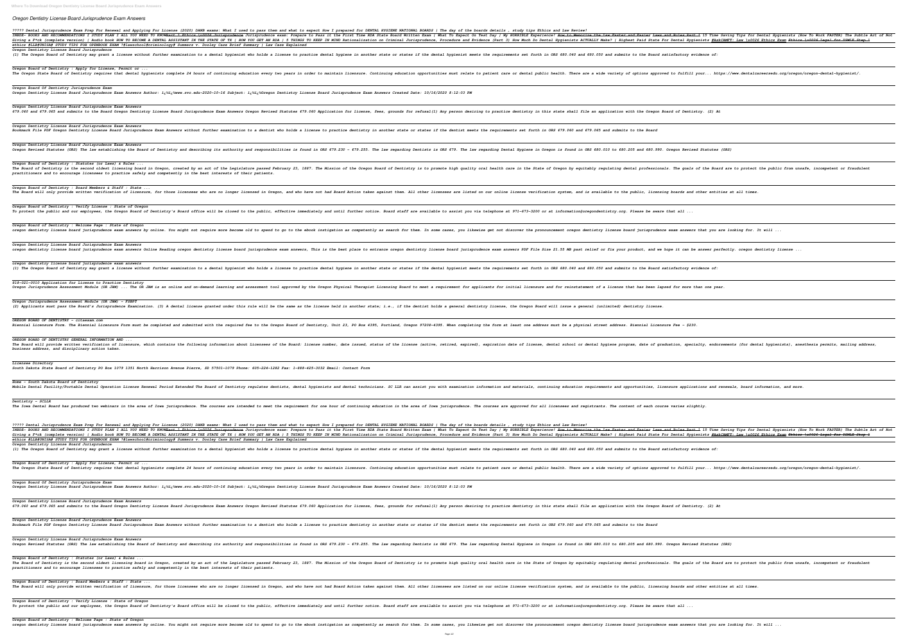# Oregon Dentistry License Board Jurisprudence Exam Answers

????? Dental Jurisprudence Exam Prep For Renewal and Applying For License (2020) DANB exams: What I used to pass them and what to expect How I prepared for DENTAL HYGIENE NATIONAL BOARDS | The day of the boards details , study tips Ethics and Law Review!
INBDE- BOOKS AND RECOMMENDATIONS I STUDY PLAN I ALL YOU NEED TO KNOWPart 1 Ethics \u0026 Jurisprudence Jurisprudence exam: Prepare to Pass it the First Time RDA State Board Written Exam | What To Expect On Test Day | My HORRIBLE Experience! How to Memorize the Law Faster and Easier Laws and Rules Part 1 15 Time Saving Tips for Dental Hygienists (How To Work FASTER) The Subtle Art of Not Giving a F\*ck (complete version) | Audio book HOW TO BECOME A DENTAL ASSISTANT IN THE STATE OF TX | HOW YOU GET AN RDA | 5 THINGS TO KEEP IN MIND Rationalization on Criminal Jurisprudence, Procedure and Evidence (Part 3) How Much Do Dental Hygienists ACTUALLY Make? | Highest Paid State For Dental Hygienists #AskCAMPT: Law \u0026 Ethics Exam Ethics \u0026 Legal for USMLE Step 1 ethics #LLB#UNISA# STUDY TIPS FOR OPENBOOK EXAM ?#lawschool#criminology# Summers v. Dooley Case Brief Summary | Law Case Explained

**Oregon Dentistry License Board Jurisprudence**
(1) The Oregon Board of Dentistry may grant a license without further examination to a dental hygienist who holds a license to practice dental hygiene in another state or states if the dental hygienist meets the requirements set forth in ORS 680.040 and 680.050 and submits to the Board satisfactory evidence of:

**Oregon Board of Dentistry : Apply for License, Permit or ...**
The Oregon State Board of Dentistry requires that dental hygienists complete 24 hours of continuing education every two years in order to maintain licensure. Continuing education opportunities must relate to patient care or dental public health. There are a wide variety of options approved to fulfill your... https://www.dentalcareersedu.org/oregon/oregon-dental-hygienist/.

**Oregon Board Of Dentistry Jurisprudence Exam**
Oregon Dentistry License Board Jurisprudence Exam Answers Author: ï¿½ï¿½www.svc.edu-2020-10-16 Subject: ï¿½ï¿½Oregon Dentistry License Board Jurisprudence Exam Answers Created Date: 10/16/2020 8:12:03 PM

**Oregon Dentistry License Board Jurisprudence Exam Answers**
679.060 and 679.065 and submits to the Board Oregon Dentistry License Board Jurisprudence Exam Answers Oregon Revised Statutes 679.060 Application for license, fees, grounds for refusal(1) Any person desiring to practice dentistry in this state shall file an application with the Oregon Board of Dentistry. (2) At

**Oregon Dentistry License Board Jurisprudence Exam Answers**
Bookmark File PDF Oregon Dentistry License Board Jurisprudence Exam Answers without further examination to a dentist who holds a license to practice dentistry in another state or states if the dentist meets the requirements set forth in ORS 679.060 and 679.065 and submits to the Board

**Oregon Dentistry License Board Jurisprudence Exam Answers**
Oregon Revised Statutes (ORS) The law establishing the Board of Dentistry and describing its authority and responsibilities is found in ORS 679.230 - 679.255. The law regarding Dentists is ORS 679. The law regarding Dental Hygiene in Oregon is found in ORS 680.010 to 680.205 and 680.990. Oregon Revised Statutes (ORS)

**Oregon Board of Dentistry : Statutes (or Laws) & Rules ...**
The Board of Dentistry is the second oldest licensing board in Oregon, created by an act of the Legislature passed February 23, 1887. The Mission of the Oregon Board of Dentistry is to promote high quality oral health care in the State of Oregon by equitably regulating dental professionals. The goals of the Board are to protect the public from unsafe, incompetent or fraudulent practitioners and to encourage licensees to practice safely and competently in the best interests of their patients.

**Oregon Board of Dentistry : Board Members & Staff : State ...**
The Board will only provide written verification of licensure, for those licensees who are no longer licensed in Oregon, and who have not had Board Action taken against them. All other licensees are listed on our online license verification system, and is available to the public, licensing boards and other entities at all times.

**Oregon Board of Dentistry : Verify License : State of Oregon**
To protect the public and our employees, the Oregon Board of Dentistry's Board office will be closed to the public, effective immediately and until further notice. Board staff are available to assist you via telephone at 971-673-3200 or at information@oregondentistry.org. Please be aware that all ...

**Oregon Board of Dentistry : Welcome Page : State of Oregon**
oregon dentistry license board jurisprudence exam answers by online. You might not require more become old to spend to go to the ebook instigation as competently as search for them. In some cases, you likewise get not discover the pronouncement oregon dentistry license board jurisprudence exam answers that you are looking for. It will ...

**Oregon Dentistry License Board Jurisprudence Exam Answers**
oregon dentistry license board jurisprudence exam answers Online Reading oregon dentistry license board jurisprudence exam answers, This is the best place to entrance oregon dentistry license board jurisprudence exam answers PDF File Size 21.55 MB past relief or fix your product, and we hope it can be answer perfectly. oregon dentistry license ...

**oregon dentistry license board jurisprudence exam answers**
(1) The Oregon Board of Dentistry may grant a license without further examination to a dental hygienist who holds a license to practice dental hygiene in another state or states if the dental hygienist meets the requirements set forth in ORS 680.040 and 680.050 and submits to the Board satisfactory evidence of:

**818-021-0010 Application for License to Practice Dentistry**
Oregon Jurisprudence Assessment Module (OR JAM) ... The OR JAM is an online and on-demand learning and assessment tool approved by the Oregon Physical Therapist Licensing Board to meet a requirement for applicants for initial licensure and for reinstatement of a license that has been lapsed for more than one year.

**Oregon Jurisprudence Assessment Module (OR JAM) - FSBPT**
(2) Applicants must pass the Board's Jurisprudence Examination. (3) A dental license granted under this rule will be the same as the license held in another state; i.e., if the dentist holds a general dentistry license, the Oregon Board will issue a general (unlimited) dentistry license.

**OREGON BOARD OF DENTISTRY - citexam.com**
Biennial Licensure Form. The Biennial Licensure Form must be completed and submitted with the required fee to the Oregon Board of Dentistry, Unit 23, PO Box 4395, Portland, Oregon 97208-4395. When completing the form at least one address must be a physical street address. Biennial Licensure Fee - $230.

**OREGON BOARD OF DENTISTRY GENERAL INFORMATION AND ...**
The Board will provide written verification of licensure, which contains the following information about Licensees of the Board: license number, date issued, status of the license (active, retired, expired), expiration date of license, dental school or dental hygiene program, date of graduation, specialty, endorsements (for dental hygienists), anesthesia permits, mailing address, business address, and disciplinary action taken.

**Licensee Directory**
South Dakota State Board of Dentistry PO Box 1079 1351 North Harrison Avenue Pierre, SD 57501-1079 Phone: 605-224-1282 Fax: 1-888-425-3032 Email: Contact Form

**Home - South Dakota Board of Dentistry**
Mobile Dental Facility/Portable Dental Operation License Renewal Period Extended The Board of Dentistry regulates dentists, dental hygienists and dental technicians. SC LLR can assist you with examination information and materials, continuing education requirements and opportunities, licensure applications and renewals, board information, and more.

**Dentistry - SCLLR**
The Iowa Dental Board has produced two webinars in the area of Iowa jurisprudence. The courses are intended to meet the requirement for one hour of continuing education in the area of Iowa jurisprudence. The courses are approved for all licensees and registrants. The content of each course varies slightly.

????? Dental Jurisprudence Exam Prep For Renewal and Applying For License (2020) DANB exams: What I used to pass them and what to expect How I prepared for DENTAL HYGIENE NATIONAL BOARDS | The day of the boards details , study tips Ethics and Law Review!
INBDE- BOOKS AND RECOMMENDATIONS I STUDY PLAN I ALL YOU NEED TO KNOWPart 1 Ethics \u0026 Jurisprudence Jurisprudence exam: Prepare to Pass it the First Time RDA State Board Written Exam | What To Expect On Test Day | My HORRIBLE Experience! How to Memorize the Law Faster and Easier Laws and Rules Part 1 15 Time Saving Tips for Dental Hygienists (How To Work FASTER) The Subtle Art of Not Giving a F\*ck (complete version) | Audio book HOW TO BECOME A DENTAL ASSISTANT IN THE STATE OF TX | HOW YOU GET AN RDA | 5 THINGS TO KEEP IN MIND Rationalization on Criminal Jurisprudence, Procedure and Evidence (Part 3) How Much Do Dental Hygienists ACTUALLY Make? | Highest Paid State For Dental Hygienists #AskCAMPT: Law \u0026 Ethics Exam Ethics \u0026 Legal for USMLE Step 1 ethics #LLB#UNISA# STUDY TIPS FOR OPENBOOK EXAM ?#lawschool#criminology# Summers v. Dooley Case Brief Summary | Law Case Explained

**Oregon Dentistry License Board Jurisprudence**
(1) The Oregon Board of Dentistry may grant a license without further examination to a dental hygienist who holds a license to practice dental hygiene in another state or states if the dental hygienist meets the requirements set forth in ORS 680.040 and 680.050 and submits to the Board satisfactory evidence of:

**Oregon Board of Dentistry : Apply for License, Permit or ...**
The Oregon State Board of Dentistry requires that dental hygienists complete 24 hours of continuing education every two years in order to maintain licensure. Continuing education opportunities must relate to patient care or dental public health. There are a wide variety of options approved to fulfill your... https://www.dentalcareersedu.org/oregon/oregon-dental-hygienist/.

**Oregon Board Of Dentistry Jurisprudence Exam**
Oregon Dentistry License Board Jurisprudence Exam Answers Author: ï¿½ï¿½www.svc.edu-2020-10-16 Subject: ï¿½ï¿½Oregon Dentistry License Board Jurisprudence Exam Answers Created Date: 10/16/2020 8:12:03 PM

**Oregon Dentistry License Board Jurisprudence Exam Answers**
679.060 and 679.065 and submits to the Board Oregon Dentistry License Board Jurisprudence Exam Answers Oregon Revised Statutes 679.060 Application for license, fees, grounds for refusal(1) Any person desiring to practice dentistry in this state shall file an application with the Oregon Board of Dentistry. (2) At

**Oregon Dentistry License Board Jurisprudence Exam Answers**
Bookmark File PDF Oregon Dentistry License Board Jurisprudence Exam Answers without further examination to a dentist who holds a license to practice dentistry in another state or states if the dentist meets the requirements set forth in ORS 679.060 and 679.065 and submits to the Board

**Oregon Dentistry License Board Jurisprudence Exam Answers**
Oregon Revised Statutes (ORS) The law establishing the Board of Dentistry and describing its authority and responsibilities is found in ORS 679.230 - 679.255. The law regarding Dentists is ORS 679. The law regarding Dental Hygiene in Oregon is found in ORS 680.010 to 680.205 and 680.990. Oregon Revised Statutes (ORS)

**Oregon Board of Dentistry : Statutes (or Laws) & Rules ...**
The Board of Dentistry is the second oldest licensing board in Oregon, created by an act of the Legislature passed February 23, 1887. The Mission of the Oregon Board of Dentistry is to promote high quality oral health care in the State of Oregon by equitably regulating dental professionals. The goals of the Board are to protect the public from unsafe, incompetent or fraudulent practitioners and to encourage licensees to practice safely and competently in the best interests of their patients.

**Oregon Board of Dentistry : Board Members & Staff : State ...**
The Board will only provide written verification of licensure, for those licensees who are no longer licensed in Oregon, and who have not had Board Action taken against them. All other licensees are listed on our online license verification system, and is available to the public, licensing boards and other entities at all times.

**Oregon Board of Dentistry : Verify License : State of Oregon**
To protect the public and our employees, the Oregon Board of Dentistry's Board office will be closed to the public, effective immediately and until further notice. Board staff are available to assist you via telephone at 971-673-3200 or at information@oregondentistry.org. Please be aware that all ...

**Oregon Board of Dentistry : Welcome Page : State of Oregon**
oregon dentistry license board jurisprudence exam answers by online. You might not require more become old to spend to go to the ebook instigation as competently as search for them. In some cases, you likewise get not discover the pronouncement oregon dentistry license board jurisprudence exam answers that you are looking for. It will ...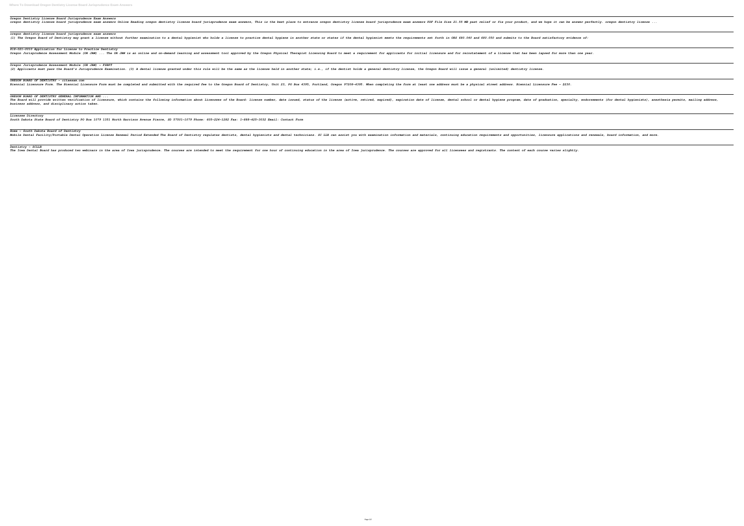*Oregon Dentistry License Board Jurisprudence Exam Answers*

*oregon dentistry license board jurisprudence exam answers Online Reading oregon dentistry license board jurisprudence exam answers, This is the best place to entrance oregon dentistry license board jurisprudence exam answers PDF File Size 21.55 MB past relief or fix your product, and we hope it can be answer perfectly. oregon dentistry license ...*

*oregon dentistry license board jurisprudence exam answers*

*(1) The Oregon Board of Dentistry may grant a license without further examination to a dental hygienist who holds a license to practice dental hygiene in another state or states if the dental hygienist meets the requirements set forth in ORS 680.040 and 680.050 and submits to the Board satisfactory evidence of:*

*818-021-0010 Application for License to Practice Dentistry*

*Oregon Jurisprudence Assessment Module (OR JAM) ... The OR JAM is an online and on-demand learning and assessment tool approved by the Oregon Physical Therapist Licensing Board to meet a requirement for applicants for initial licensure and for reinstatement of a license that has been lapsed for more than one year.*

*Oregon Jurisprudence Assessment Module (OR JAM) - FSBPT*

*(2) Applicants must pass the Board's Jurisprudence Examination. (3) A dental license granted under this rule will be the same as the license held in another state; i.e., if the dentist holds a general dentistry license, the Oregon Board will issue a general (unlimited) dentistry license.*

*OREGON BOARD OF DENTISTRY - citaexam.com*

*Biennial Licensure Form. The Biennial Licensure Form must be completed and submitted with the required fee to the Oregon Board of Dentistry, Unit 23, PO Box 4395, Portland, Oregon 97208-4395. When completing the form at least one address must be a physical street address. Biennial Licensure Fee - $230.*

*OREGON BOARD OF DENTISTRY GENERAL INFORMATION AND ...*

*The Board will provide written verification of licensure, which contains the following information about Licensees of the Board: license number, date issued, status of the license (active, retired, expired), expiration date of license, dental school or dental hygiene program, date of graduation, specialty, endorsements (for dental hygienists), anesthesia permits, mailing address, business address, and disciplinary action taken.*

*Licensee Directory*

*South Dakota State Board of Dentistry PO Box 1079 1351 North Harrison Avenue Pierre, SD 57501-1079 Phone: 605-224-1282 Fax: 1-888-425-3032 Email: Contact Form*

*Home - South Dakota Board of Dentistry*

*Mobile Dental Facility/Portable Dental Operation License Renewal Period Extended The Board of Dentistry regulates dentists, dental hygienists and dental technicians. SC LLR can assist you with examination information and materials, continuing education requirements and opportunities, licensure applications and renewals, board information, and more.*

*Dentistry - SCLLR*

*The Iowa Dental Board has produced two webinars in the area of Iowa jurisprudence. The courses are intended to meet the requirement for one hour of continuing education in the area of Iowa jurisprudence. The courses are approved for all licensees and registrants. The content of each course varies slightly.*